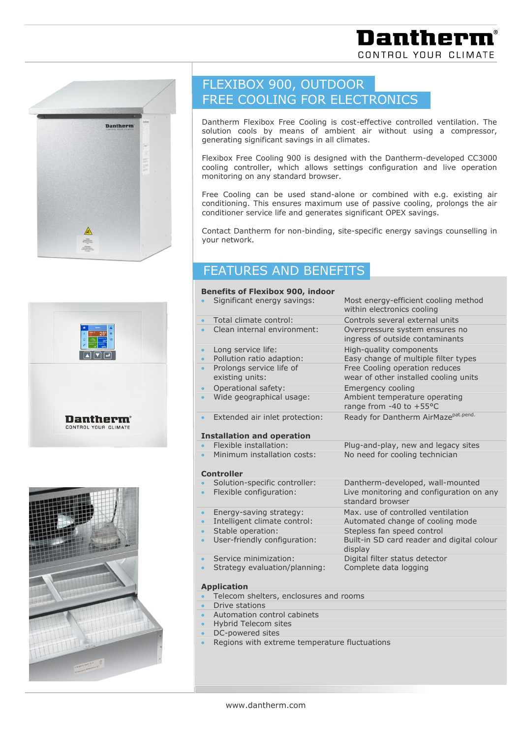# FLEXIBOX 900, OUTDOOR
# FREE COOLING FOR ELECTRONICS

Dantherm Flexibox Free Cooling is cost-effective controlled ventilation. The solution cools by means of ambient air without using a compressor, generating significant savings in all climates.

Flexibox Free Cooling 900 is designed with the Dantherm-developed CC3000 cooling controller, which allows settings configuration and live operation monitoring on any standard browser.

Free Cooling can be used stand-alone or combined with e.g. existing air conditioning. This ensures maximum use of passive cooling, prolongs the air conditioner service life and generates significant OPEX savings.

Contact Dantherm for non-binding, site-specific energy savings counselling in your network.

## FEATURES AND BENEFITS

### Benefits of Flexibox 900, indoor

| | |
|---|---|
| Significant energy savings: | Most energy-efficient cooling method within electronics cooling |
| Total climate control: | Controls several external units |
| Clean internal environment: | Overpressure system ensures no ingress of outside contaminants |
| Long service life: | High-quality components |
| Pollution ratio adaption: | Easy change of multiple filter types |
| Prolongs service life of existing units: | Free Cooling operation reduces wear of other installed cooling units |
| Operational safety: | Emergency cooling |
| Wide geographical usage: | Ambient temperature operating range from -40 to +55°C |
| Extended air inlet protection: | Ready for Dantherm AirMaze[pat.pend.] |

### Installation and operation

| | |
|---|---|
| Flexible installation: | Plug-and-play, new and legacy sites |
| Minimum installation costs: | No need for cooling technician |

### Controller

| | |
|---|---|
| Solution-specific controller: | Dantherm-developed, wall-mounted |
| Flexible configuration: | Live monitoring and configuration on any standard browser |
| Energy-saving strategy: | Max. use of controlled ventilation |
| Intelligent climate control: | Automated change of cooling mode |
| Stable operation: | Stepless fan speed control |
| User-friendly configuration: | Built-in SD card reader and digital colour display |
| Service minimization: | Digital filter status detector |
| Strategy evaluation/planning: | Complete data logging |

### Application

- Telecom shelters, enclosures and rooms
- Drive stations
- Automation control cabinets
- Hybrid Telecom sites
- DC-powered sites
- Regions with extreme temperature fluctuations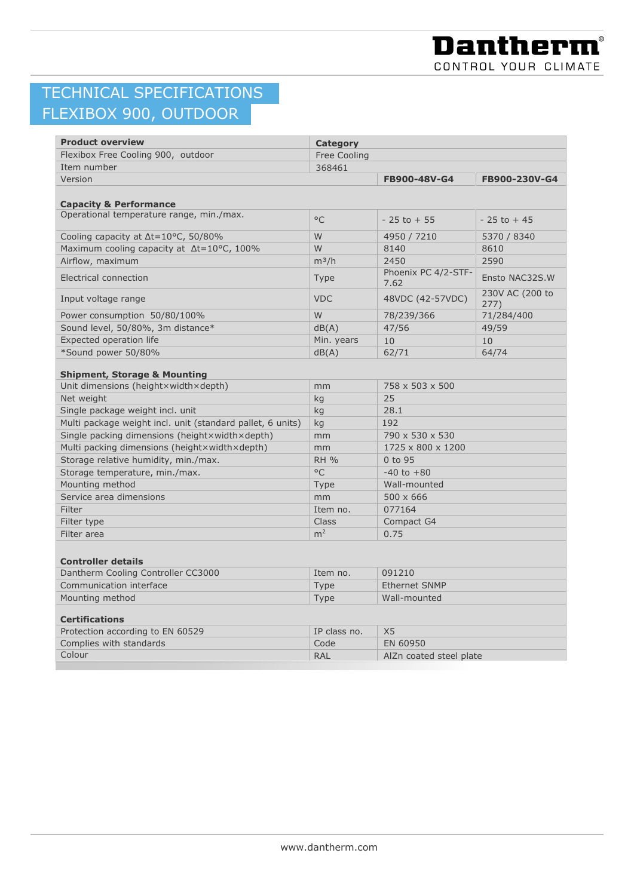# TECHNICAL SPECIFICATIONS FLEXIBOX 900, OUTDOOR

| **Product overview** | **Category** | | |
|---|---|---|---|
| Flexibox Free Cooling 900, outdoor | Free Cooling | | |
| Item number | 368461 | | |
| Version | | **FB900-48V-G4** | **FB900-230V-G4** |
| **Capacity & Performance** | | | |
| Operational temperature range, min./max. | °C | - 25 to + 55 | - 25 to + 45 |
| Cooling capacity at Δt=10°C, 50/80% | W | 4950 / 7210 | 5370 / 8340 |
| Maximum cooling capacity at Δt=10°C, 100% | W | 8140 | 8610 |
| Airflow, maximum | m³/h | 2450 | 2590 |
| Electrical connection | Type | Phoenix PC 4/2-STF-7.62 | Ensto NAC32S.W |
| Input voltage range | VDC | 48VDC (42-57VDC) | 230V AC (200 to 277) |
| Power consumption 50/80/100% | W | 78/239/366 | 71/284/400 |
| Sound level, 50/80%, 3m distance* | dB(A) | 47/56 | 49/59 |
| Expected operation life | Min. years | 10 | 10 |
| *Sound power 50/80% | dB(A) | 62/71 | 64/74 |
| **Shipment, Storage & Mounting** | | | |
| Unit dimensions (height×width×depth) | mm | 758 x 503 x 500 | |
| Net weight | kg | 25 | |
| Single package weight incl. unit | kg | 28.1 | |
| Multi package weight incl. unit (standard pallet, 6 units) | kg | 192 | |
| Single packing dimensions (height×width×depth) | mm | 790 x 530 x 530 | |
| Multi packing dimensions (height×width×depth) | mm | 1725 x 800 x 1200 | |
| Storage relative humidity, min./max. | RH % | 0 to 95 | |
| Storage temperature, min./max. | °C | -40 to +80 | |
| Mounting method | Type | Wall-mounted | |
| Service area dimensions | mm | 500 x 666 | |
| Filter | Item no. | 077164 | |
| Filter type | Class | Compact G4 | |
| Filter area | m² | 0.75 | |
| **Controller details** | | | |
| Dantherm Cooling Controller CC3000 | Item no. | 091210 | |
| Communication interface | Type | Ethernet SNMP | |
| Mounting method | Type | Wall-mounted | |
| **Certifications** | | | |
| Protection according to EN 60529 | IP class no. | X5 | |
| Complies with standards | Code | EN 60950 | |
| Colour | RAL | AlZn coated steel plate | |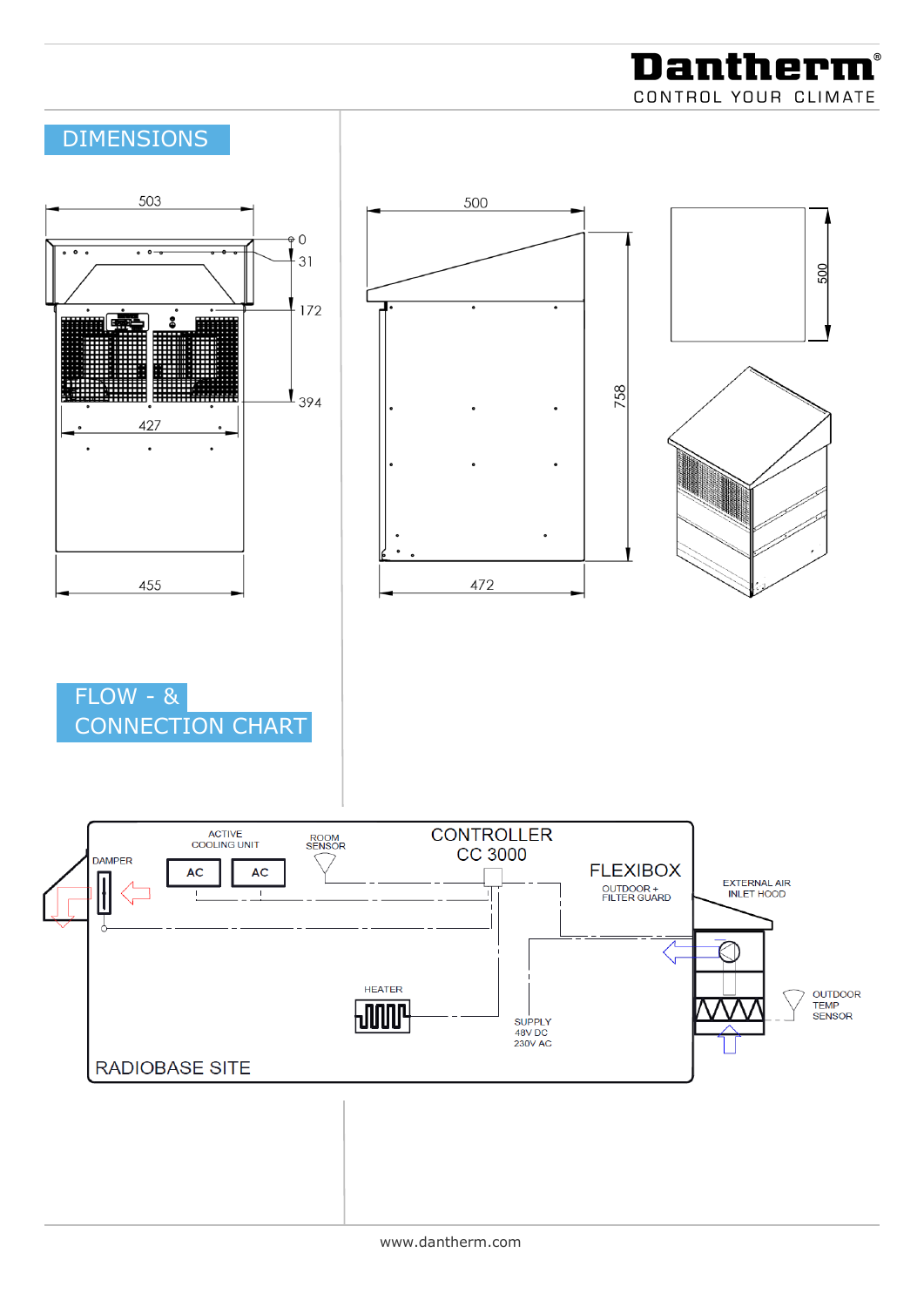## DIMENSIONS

503

0

31

172

394

427

455

500

758

472

500

## FLOW - & CONNECTION CHART

ACTIVE COOLING UNIT

ROOM SENSOR

CONTROLLER CC 3000

DAMPER

AC

AC

FLEXIBOX

OUTDOOR + FILTER GUARD

EXTERNAL AIR INLET HOOD

HEATER

SUPPLY 48V DC 230V AC

OUTDOOR TEMP SENSOR

RADIOBASE SITE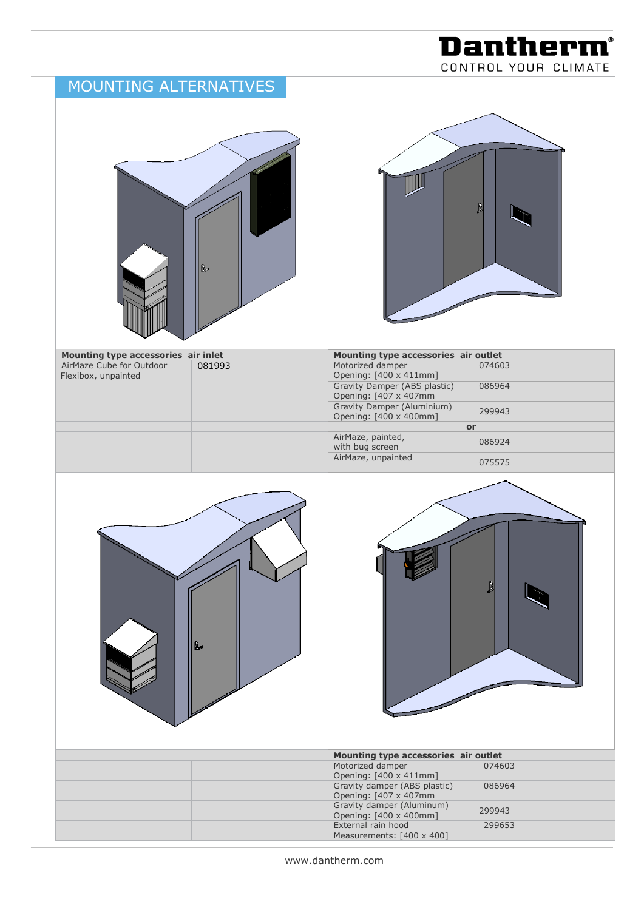# MOUNTING ALTERNATIVES

| Mounting type accessories air inlet | | Mounting type accessories air outlet | |
|---|---|---|---|
| AirMaze Cube for Outdoor Flexibox, unpainted | 081993 | Motorized damper Opening: [400 x 411mm] | 074603 |
| | | Gravity Damper (ABS plastic) Opening: [407 x 407mm | 086964 |
| | | Gravity Damper (Aluminium) Opening: [400 x 400mm] | 299943 |
| | | or | |
| | | AirMaze, painted, with bug screen | 086924 |
| | | AirMaze, unpainted | 075575 |

| | | Mounting type accessories air outlet | |
|---|---|---|---|
| | | Motorized damper Opening: [400 x 411mm] | 074603 |
| | | Gravity damper (ABS plastic) Opening: [407 x 407mm | 086964 |
| | | Gravity damper (Aluminum) Opening: [400 x 400mm] | 299943 |
| | | External rain hood Measurements: [400 x 400] | 299653 |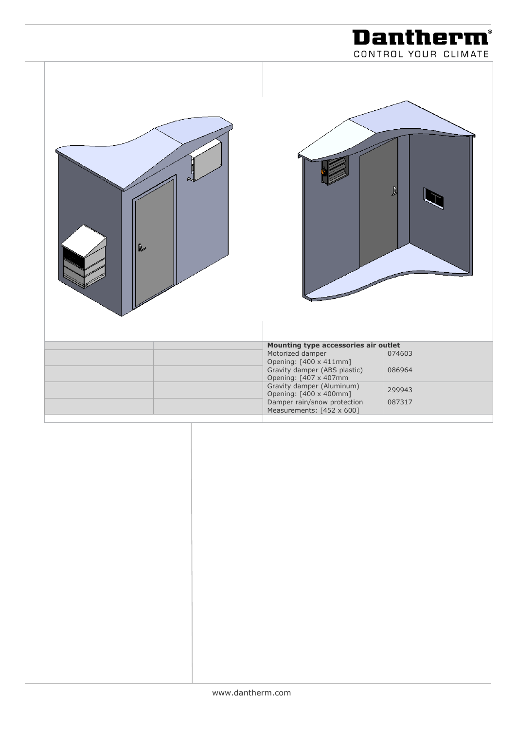| Mounting type accessories air outlet | |
|---|---|
| Motorized damper<br>Opening: [400 x 411mm] | 074603 |
| Gravity damper (ABS plastic)<br>Opening: [407 x 407mm | 086964 |
| Gravity damper (Aluminum)<br>Opening: [400 x 400mm] | 299943 |
| Damper rain/snow protection<br>Measurements: [452 x 600] | 087317 |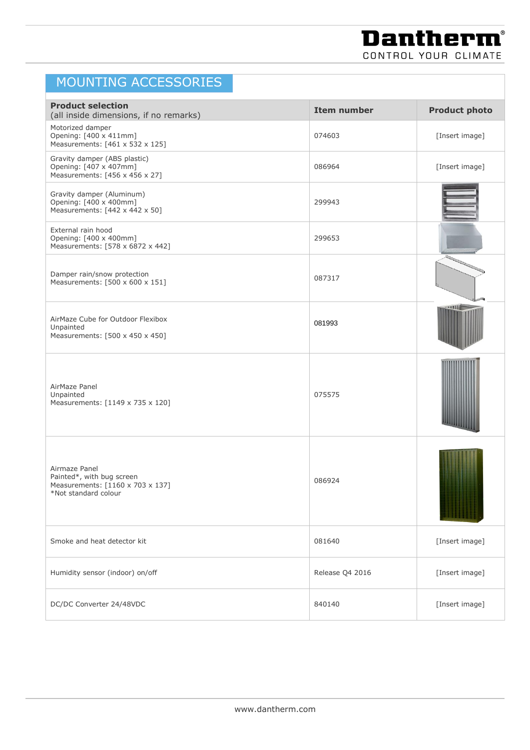# MOUNTING ACCESSORIES

| **Product selection** (all inside dimensions, if no remarks) | **Item number** | **Product photo** |
|---|---|---|
| Motorized damper<br>Opening: [400 x 411mm]<br>Measurements: [461 x 532 x 125] | 074603 | [Insert image] |
| Gravity damper (ABS plastic)<br>Opening: [407 x 407mm]<br>Measurements: [456 x 456 x 27] | 086964 | [Insert image] |
| Gravity damper (Aluminum)<br>Opening: [400 x 400mm]<br>Measurements: [442 x 442 x 50] | 299943 | |
| External rain hood<br>Opening: [400 x 400mm]<br>Measurements: [578 x 6872 x 442] | 299653 | |
| Damper rain/snow protection<br>Measurements: [500 x 600 x 151] | 087317 | |
| AirMaze Cube for Outdoor Flexibox<br>Unpainted<br>Measurements: [500 x 450 x 450] | 081993 | |
| AirMaze Panel<br>Unpainted<br>Measurements: [1149 x 735 x 120] | 075575 | |
| Airmaze Panel<br>Painted*, with bug screen<br>Measurements: [1160 x 703 x 137]<br>*Not standard colour | 086924 | |
| Smoke and heat detector kit | 081640 | [Insert image] |
| Humidity sensor (indoor) on/off | Release Q4 2016 | [Insert image] |
| DC/DC Converter 24/48VDC | 840140 | [Insert image] |